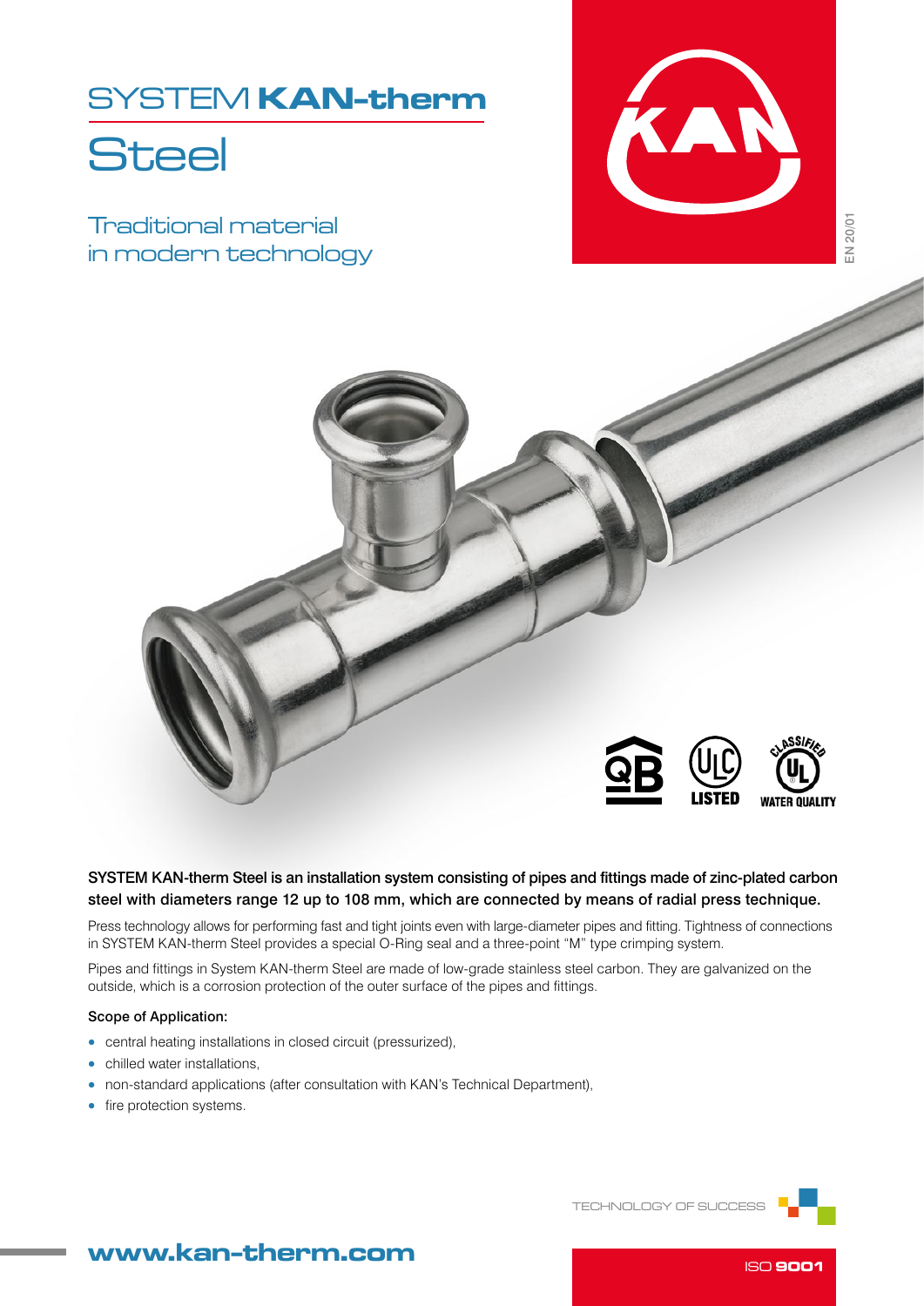# SYSTEM **KAN-therm**

# Steel

## Traditional material in modern technology

EN 20/01

QB | ULC LISTED | CLASSIFIED UL WATER QUALITY

**SYSTEM KAN-therm Steel is an installation system consisting of pipes and fittings made of zinc-plated carbon steel with diameters range 12 up to 108 mm, which are connected by means of radial press technique.**

Press technology allows for performing fast and tight joints even with large-diameter pipes and fitting. Tightness of connections in SYSTEM KAN-therm Steel provides a special O-Ring seal and a three-point "M" type crimping system.

Pipes and fittings in System KAN-therm Steel are made of low-grade stainless steel carbon. They are galvanized on the outside, which is a corrosion protection of the outer surface of the pipes and fittings.

**Scope of Application:**

- central heating installations in closed circuit (pressurized),
- chilled water installations,
- non-standard applications (after consultation with KAN's Technical Department),
- fire protection systems.

TECHNOLOGY OF SUCCESS

**www.kan-therm.com**

ISO **9001**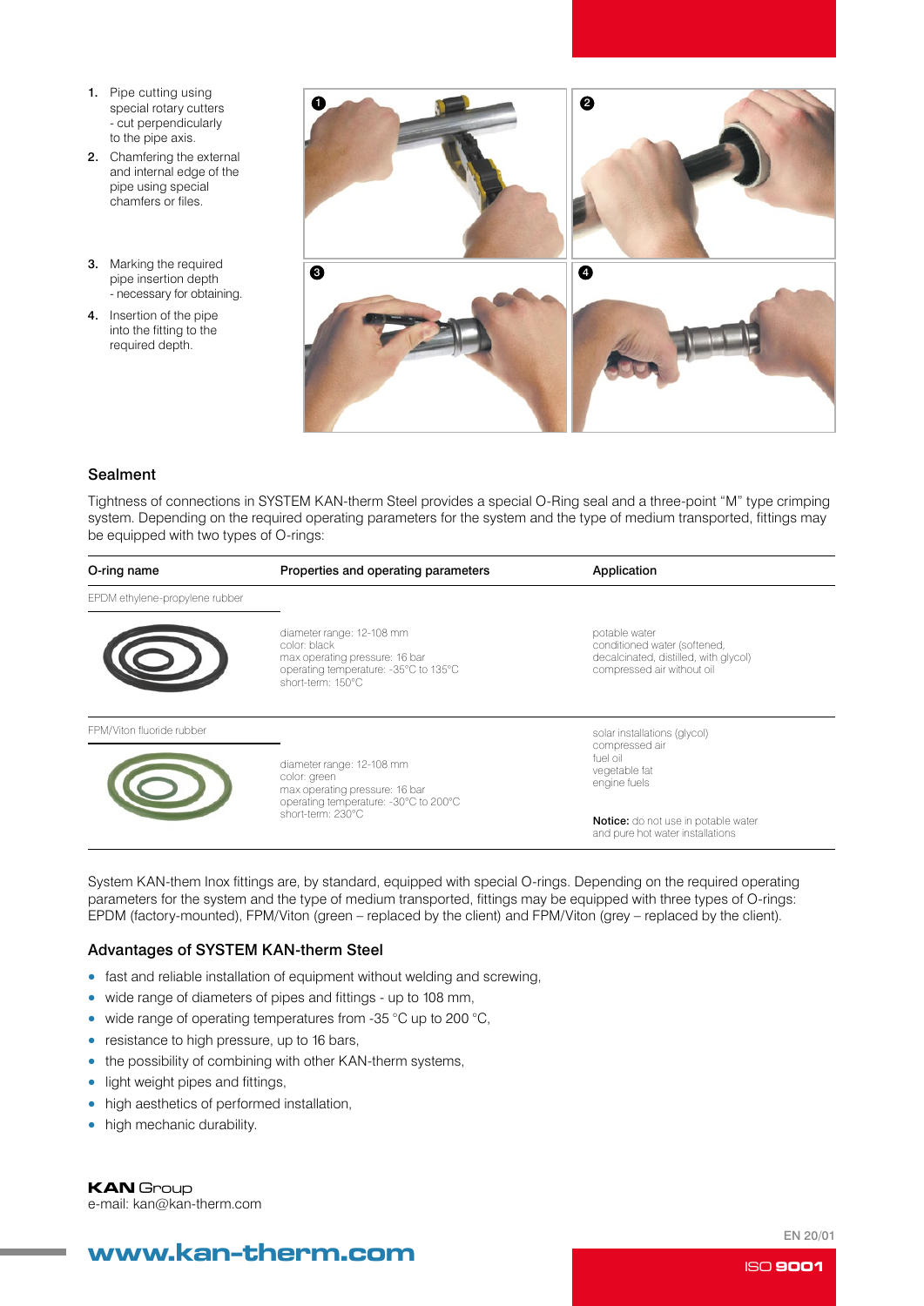1. Pipe cutting using special rotary cutters - cut perpendicularly to the pipe axis.
2. Chamfering the external and internal edge of the pipe using special chamfers or files.
3. Marking the required pipe insertion depth - necessary for obtaining.
4. Insertion of the pipe into the fitting to the required depth.

## Sealment

Tightness of connections in SYSTEM KAN-therm Steel provides a special O-Ring seal and a three-point "M" type crimping system. Depending on the required operating parameters for the system and the type of medium transported, fittings may be equipped with two types of O-rings:

| O-ring name | Properties and operating parameters | Application |
| --- | --- | --- |
| EPDM ethylene-propylene rubber | diameter range: 12-108 mm<br>color: black<br>max operating pressure: 16 bar<br>operating temperature: -35°C to 135°C<br>short-term: 150°C | potable water<br>conditioned water (softened, decalcinated, distilled, with glycol)<br>compressed air without oil |
| FPM/Viton fluoride rubber | diameter range: 12-108 mm<br>color: green<br>max operating pressure: 16 bar<br>operating temperature: -30°C to 200°C<br>short-term: 230°C | solar installations (glycol)<br>compressed air<br>fuel oil<br>vegetable fat<br>engine fuels<br>**Notice:** do not use in potable water and pure hot water installations |

System KAN-them Inox fittings are, by standard, equipped with special O-rings. Depending on the required operating parameters for the system and the type of medium transported, fittings may be equipped with three types of O-rings: EPDM (factory-mounted), FPM/Viton (green – replaced by the client) and FPM/Viton (grey – replaced by the client).

## Advantages of SYSTEM KAN-therm Steel

- fast and reliable installation of equipment without welding and screwing,
- wide range of diameters of pipes and fittings - up to 108 mm,
- wide range of operating temperatures from -35 °C up to 200 °C,
- resistance to high pressure, up to 16 bars,
- the possibility of combining with other KAN-therm systems,
- light weight pipes and fittings,
- high aesthetics of performed installation,
- high mechanic durability.

**KAN** Group
e-mail: kan@kan-therm.com

www.kan-therm.com

EN 20/01

ISO 9001